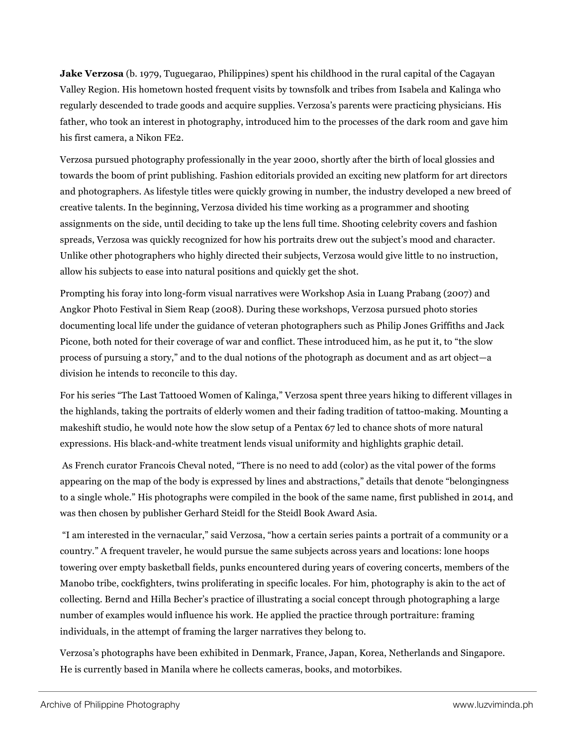**Jake Verzosa** (b. 1979, Tuguegarao, Philippines) spent his childhood in the rural capital of the Cagayan Valley Region. His hometown hosted frequent visits by townsfolk and tribes from Isabela and Kalinga who regularly descended to trade goods and acquire supplies. Verzosa's parents were practicing physicians. His father, who took an interest in photography, introduced him to the processes of the dark room and gave him his first camera, a Nikon FE2.

Verzosa pursued photography professionally in the year 2000, shortly after the birth of local glossies and towards the boom of print publishing. Fashion editorials provided an exciting new platform for art directors and photographers. As lifestyle titles were quickly growing in number, the industry developed a new breed of creative talents. In the beginning, Verzosa divided his time working as a programmer and shooting assignments on the side, until deciding to take up the lens full time. Shooting celebrity covers and fashion spreads, Verzosa was quickly recognized for how his portraits drew out the subject's mood and character. Unlike other photographers who highly directed their subjects, Verzosa would give little to no instruction, allow his subjects to ease into natural positions and quickly get the shot.

Prompting his foray into long-form visual narratives were Workshop Asia in Luang Prabang (2007) and Angkor Photo Festival in Siem Reap (2008). During these workshops, Verzosa pursued photo stories documenting local life under the guidance of veteran photographers such as Philip Jones Griffiths and Jack Picone, both noted for their coverage of war and conflict. These introduced him, as he put it, to "the slow process of pursuing a story," and to the dual notions of the photograph as document and as art object—a division he intends to reconcile to this day.

For his series "The Last Tattooed Women of Kalinga," Verzosa spent three years hiking to different villages in the highlands, taking the portraits of elderly women and their fading tradition of tattoo-making. Mounting a makeshift studio, he would note how the slow setup of a Pentax 67 led to chance shots of more natural expressions. His black-and-white treatment lends visual uniformity and highlights graphic detail.

As French curator Francois Cheval noted, "There is no need to add (color) as the vital power of the forms appearing on the map of the body is expressed by lines and abstractions," details that denote "belongingness to a single whole." His photographs were compiled in the book of the same name, first published in 2014, and was then chosen by publisher Gerhard Steidl for the Steidl Book Award Asia.

"I am interested in the vernacular," said Verzosa, "how a certain series paints a portrait of a community or a country." A frequent traveler, he would pursue the same subjects across years and locations: lone hoops towering over empty basketball fields, punks encountered during years of covering concerts, members of the Manobo tribe, cockfighters, twins proliferating in specific locales. For him, photography is akin to the act of collecting. Bernd and Hilla Becher's practice of illustrating a social concept through photographing a large number of examples would influence his work. He applied the practice through portraiture: framing individuals, in the attempt of framing the larger narratives they belong to.

Verzosa's photographs have been exhibited in Denmark, France, Japan, Korea, Netherlands and Singapore. He is currently based in Manila where he collects cameras, books, and motorbikes.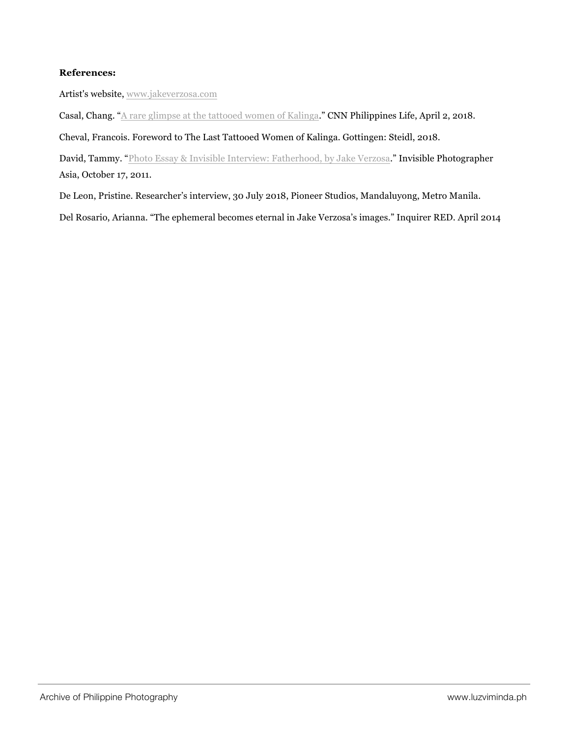**References:**

Artist's website, [www.jakeverzosa.com](www.jakeverzosa.com)

Casal, Chang. "A rare glimpse at the tattooed women of Kalinga." CNN Philippines Life, April 2, 2018.

Cheval, Francois. Foreword to The Last Tattooed Women of Kalinga. Gottingen: Steidl, 2018.

David, Tammy. "Photo Essay & Invisible Interview: Fatherhood, by Jake Verzosa." Invisible Photographer Asia, October 17, 2011.

De Leon, Pristine. Researcher's interview, 30 July 2018, Pioneer Studios, Mandaluyong, Metro Manila.

Del Rosario, Arianna. "The ephemeral becomes eternal in Jake Verzosa's images." Inquirer RED. April 2014